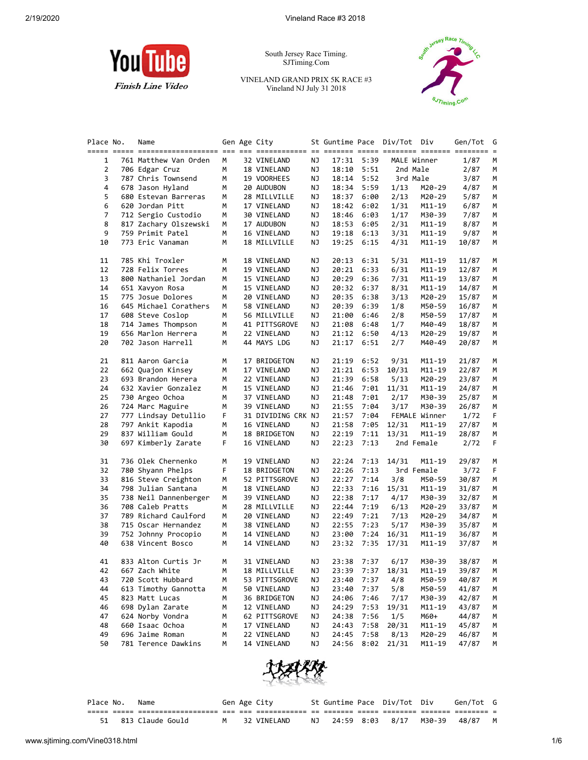South Jersey Race Timing.
SJTiming.Com

VINELAND GRAND PRIX 5K RACE #3
Vineland NJ July 31 2018

| Place | No. | Name | Gen | Age | City | St | Guntime | Pace | Div/Tot | Div | Gen/Tot | G |
|---|---|---|---|---|---|---|---|---|---|---|---|---|
| 1 | 761 | Matthew Van Orden | M | 32 | VINELAND | NJ | 17:31 | 5:39 | MALE | Winner | 1/87 | M |
| 2 | 706 | Edgar Cruz | M | 18 | VINELAND | NJ | 18:10 | 5:51 | 2nd | Male | 2/87 | M |
| 3 | 787 | Chris Townsend | M | 19 | VOORHEES | NJ | 18:14 | 5:52 | 3rd | Male | 3/87 | M |
| 4 | 678 | Jason Hyland | M | 20 | AUDUBON | NJ | 18:34 | 5:59 | 1/13 | M20-29 | 4/87 | M |
| 5 | 680 | Estevan Barreras | M | 28 | MILLVILLE | NJ | 18:37 | 6:00 | 2/13 | M20-29 | 5/87 | M |
| 6 | 620 | Jordan Pitt | M | 17 | VINELAND | NJ | 18:42 | 6:02 | 1/31 | M11-19 | 6/87 | M |
| 7 | 712 | Sergio Custodio | M | 30 | VINELAND | NJ | 18:46 | 6:03 | 1/17 | M30-39 | 7/87 | M |
| 8 | 817 | Zachary Olszewski | M | 17 | AUDUBON | NJ | 18:53 | 6:05 | 2/31 | M11-19 | 8/87 | M |
| 9 | 759 | Primit Patel | M | 16 | VINELAND | NJ | 19:18 | 6:13 | 3/31 | M11-19 | 9/87 | M |
| 10 | 773 | Eric Vanaman | M | 18 | MILLVILLE | NJ | 19:25 | 6:15 | 4/31 | M11-19 | 10/87 | M |
| 11 | 785 | Khi Troxler | M | 18 | VINELAND | NJ | 20:13 | 6:31 | 5/31 | M11-19 | 11/87 | M |
| 12 | 728 | Felix Torres | M | 19 | VINELAND | NJ | 20:21 | 6:33 | 6/31 | M11-19 | 12/87 | M |
| 13 | 800 | Nathaniel Jordan | M | 15 | VINELAND | NJ | 20:29 | 6:36 | 7/31 | M11-19 | 13/87 | M |
| 14 | 651 | Xavyon Rosa | M | 15 | VINELAND | NJ | 20:32 | 6:37 | 8/31 | M11-19 | 14/87 | M |
| 15 | 775 | Josue Dolores | M | 20 | VINELAND | NJ | 20:35 | 6:38 | 3/13 | M20-29 | 15/87 | M |
| 16 | 645 | Michael Corathers | M | 58 | VINELAND | NJ | 20:39 | 6:39 | 1/8 | M50-59 | 16/87 | M |
| 17 | 608 | Steve Coslop | M | 56 | MILLVILLE | NJ | 21:00 | 6:46 | 2/8 | M50-59 | 17/87 | M |
| 18 | 714 | James Thompson | M | 41 | PITTSGROVE | NJ | 21:08 | 6:48 | 1/7 | M40-49 | 18/87 | M |
| 19 | 656 | Marlon Herrera | M | 22 | VINELAND | NJ | 21:12 | 6:50 | 4/13 | M20-29 | 19/87 | M |
| 20 | 702 | Jason Harrell | M | 44 | MAYS LDG | NJ | 21:17 | 6:51 | 2/7 | M40-49 | 20/87 | M |
| 21 | 811 | Aaron Garcia | M | 17 | BRIDGETON | NJ | 21:19 | 6:52 | 9/31 | M11-19 | 21/87 | M |
| 22 | 662 | Quajon Kinsey | M | 17 | VINELAND | NJ | 21:21 | 6:53 | 10/31 | M11-19 | 22/87 | M |
| 23 | 693 | Brandon Herera | M | 22 | VINELAND | NJ | 21:39 | 6:58 | 5/13 | M20-29 | 23/87 | M |
| 24 | 632 | Xavier Gonzalez | M | 15 | VINELAND | NJ | 21:46 | 7:01 | 11/31 | M11-19 | 24/87 | M |
| 25 | 730 | Argeo Ochoa | M | 37 | VINELAND | NJ | 21:48 | 7:01 | 2/17 | M30-39 | 25/87 | M |
| 26 | 724 | Marc Maguire | M | 39 | VINELAND | NJ | 21:55 | 7:04 | 3/17 | M30-39 | 26/87 | M |
| 27 | 777 | Lindsay Detullio | F | 31 | DIVIDING CRK | NJ | 21:57 | 7:04 | FEMALE | Winner | 1/72 | F |
| 28 | 797 | Ankit Kapodia | M | 16 | VINELAND | NJ | 21:58 | 7:05 | 12/31 | M11-19 | 27/87 | M |
| 29 | 837 | William Gould | M | 18 | BRIDGETON | NJ | 22:19 | 7:11 | 13/31 | M11-19 | 28/87 | M |
| 30 | 697 | Kimberly Zarate | F | 16 | VINELAND | NJ | 22:23 | 7:13 | 2nd | Female | 2/72 | F |
| 31 | 736 | Olek Chernenko | M | 19 | VINELAND | NJ | 22:24 | 7:13 | 14/31 | M11-19 | 29/87 | M |
| 32 | 780 | Shyann Phelps | F | 18 | BRIDGETON | NJ | 22:26 | 7:13 | 3rd | Female | 3/72 | F |
| 33 | 816 | Steve Creighton | M | 52 | PITTSGROVE | NJ | 22:27 | 7:14 | 3/8 | M50-59 | 30/87 | M |
| 34 | 798 | Julian Santana | M | 18 | VINELAND | NJ | 22:33 | 7:16 | 15/31 | M11-19 | 31/87 | M |
| 35 | 738 | Neil Dannenberger | M | 39 | VINELAND | NJ | 22:38 | 7:17 | 4/17 | M30-39 | 32/87 | M |
| 36 | 708 | Caleb Pratts | M | 28 | MILLVILLE | NJ | 22:44 | 7:19 | 6/13 | M20-29 | 33/87 | M |
| 37 | 789 | Richard Caulford | M | 20 | VINELAND | NJ | 22:49 | 7:21 | 7/13 | M20-29 | 34/87 | M |
| 38 | 715 | Oscar Hernandez | M | 38 | VINELAND | NJ | 22:55 | 7:23 | 5/17 | M30-39 | 35/87 | M |
| 39 | 752 | Johnny Procopio | M | 14 | VINELAND | NJ | 23:00 | 7:24 | 16/31 | M11-19 | 36/87 | M |
| 40 | 638 | Vincent Bosco | M | 14 | VINELAND | NJ | 23:32 | 7:35 | 17/31 | M11-19 | 37/87 | M |
| 41 | 833 | Alton Curtis Jr | M | 31 | VINELAND | NJ | 23:38 | 7:37 | 6/17 | M30-39 | 38/87 | M |
| 42 | 667 | Zach White | M | 18 | MILLVILLE | NJ | 23:39 | 7:37 | 18/31 | M11-19 | 39/87 | M |
| 43 | 720 | Scott Hubbard | M | 53 | PITTSGROVE | NJ | 23:40 | 7:37 | 4/8 | M50-59 | 40/87 | M |
| 44 | 613 | Timothy Gannotta | M | 50 | VINELAND | NJ | 23:40 | 7:37 | 5/8 | M50-59 | 41/87 | M |
| 45 | 823 | Matt Lucas | M | 36 | BRIDGETON | NJ | 24:06 | 7:46 | 7/17 | M30-39 | 42/87 | M |
| 46 | 698 | Dylan Zarate | M | 12 | VINELAND | NJ | 24:29 | 7:53 | 19/31 | M11-19 | 43/87 | M |
| 47 | 624 | Norby Vondra | M | 62 | PITTSGROVE | NJ | 24:38 | 7:56 | 1/5 | M60+ | 44/87 | M |
| 48 | 660 | Isaac Ochoa | M | 17 | VINELAND | NJ | 24:43 | 7:58 | 20/31 | M11-19 | 45/87 | M |
| 49 | 696 | Jaime Roman | M | 22 | VINELAND | NJ | 24:45 | 7:58 | 8/13 | M20-29 | 46/87 | M |
| 50 | 781 | Terence Dawkins | M | 14 | VINELAND | NJ | 24:56 | 8:02 | 21/31 | M11-19 | 47/87 | M |
| 51 | 813 | Claude Gould | M | 32 | VINELAND | NJ | 24:59 | 8:03 | 8/17 | M30-39 | 48/87 | M |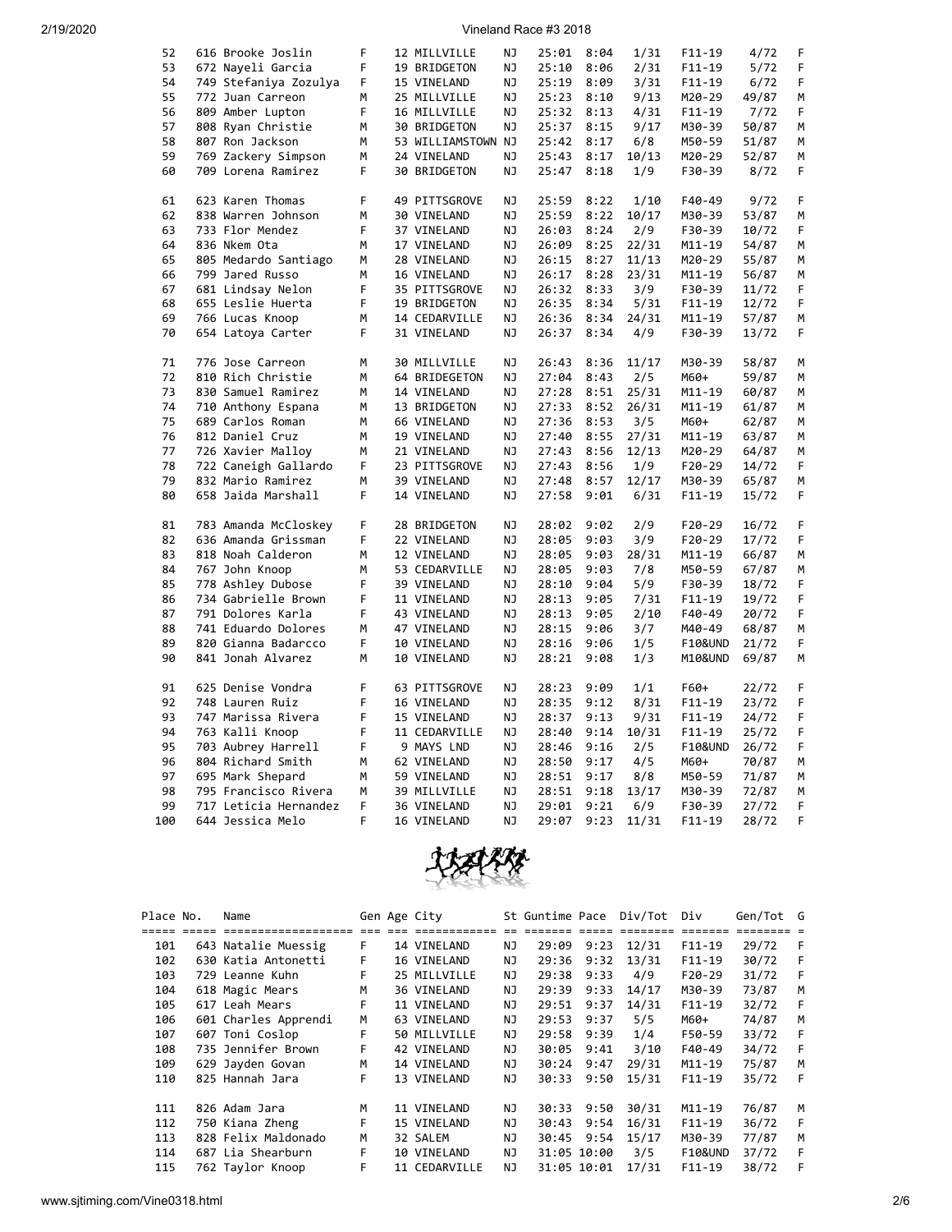| Place | No. | Name | Gen | Age | City | St | Guntime | Pace | Div/Tot | Div | Gen/Tot | G |
|---|---|---|---|---|---|---|---|---|---|---|---|---|
| 52 | 616 | Brooke Joslin | F | 12 | MILLVILLE | NJ | 25:01 | 8:04 | 1/31 | F11-19 | 4/72 | F |
| 53 | 672 | Nayeli Garcia | F | 19 | BRIDGETON | NJ | 25:10 | 8:06 | 2/31 | F11-19 | 5/72 | F |
| 54 | 749 | Stefaniya Zozulya | F | 15 | VINELAND | NJ | 25:19 | 8:09 | 3/31 | F11-19 | 6/72 | F |
| 55 | 772 | Juan Carreon | M | 25 | MILLVILLE | NJ | 25:23 | 8:10 | 9/13 | M20-29 | 49/87 | M |
| 56 | 809 | Amber Lupton | F | 16 | MILLVILLE | NJ | 25:32 | 8:13 | 4/31 | F11-19 | 7/72 | F |
| 57 | 808 | Ryan Christie | M | 30 | BRIDGETON | NJ | 25:37 | 8:15 | 9/17 | M30-39 | 50/87 | M |
| 58 | 807 | Ron Jackson | M | 53 | WILLIAMSTOWN | NJ | 25:42 | 8:17 | 6/8 | M50-59 | 51/87 | M |
| 59 | 769 | Zackery Simpson | M | 24 | VINELAND | NJ | 25:43 | 8:17 | 10/13 | M20-29 | 52/87 | M |
| 60 | 709 | Lorena Ramirez | F | 30 | BRIDGETON | NJ | 25:47 | 8:18 | 1/9 | F30-39 | 8/72 | F |
| 61 | 623 | Karen Thomas | F | 49 | PITTSGROVE | NJ | 25:59 | 8:22 | 1/10 | F40-49 | 9/72 | F |
| 62 | 838 | Warren Johnson | M | 30 | VINELAND | NJ | 25:59 | 8:22 | 10/17 | M30-39 | 53/87 | M |
| 63 | 733 | Flor Mendez | F | 37 | VINELAND | NJ | 26:03 | 8:24 | 2/9 | F30-39 | 10/72 | F |
| 64 | 836 | Nkem Ota | M | 17 | VINELAND | NJ | 26:09 | 8:25 | 22/31 | M11-19 | 54/87 | M |
| 65 | 805 | Medardo Santiago | M | 28 | VINELAND | NJ | 26:15 | 8:27 | 11/13 | M20-29 | 55/87 | M |
| 66 | 799 | Jared Russo | M | 16 | VINELAND | NJ | 26:17 | 8:28 | 23/31 | M11-19 | 56/87 | M |
| 67 | 681 | Lindsay Nelon | F | 35 | PITTSGROVE | NJ | 26:32 | 8:33 | 3/9 | F30-39 | 11/72 | F |
| 68 | 655 | Leslie Huerta | F | 19 | BRIDGETON | NJ | 26:35 | 8:34 | 5/31 | F11-19 | 12/72 | F |
| 69 | 766 | Lucas Knoop | M | 14 | CEDARVILLE | NJ | 26:36 | 8:34 | 24/31 | M11-19 | 57/87 | M |
| 70 | 654 | Latoya Carter | F | 31 | VINELAND | NJ | 26:37 | 8:34 | 4/9 | F30-39 | 13/72 | F |
| 71 | 776 | Jose Carreon | M | 30 | MILLVILLE | NJ | 26:43 | 8:36 | 11/17 | M30-39 | 58/87 | M |
| 72 | 810 | Rich Christie | M | 64 | BRIDGETON | NJ | 27:04 | 8:43 | 2/5 | M60+ | 59/87 | M |
| 73 | 830 | Samuel Ramirez | M | 14 | VINELAND | NJ | 27:28 | 8:51 | 25/31 | M11-19 | 60/87 | M |
| 74 | 710 | Anthony Espana | M | 13 | BRIDGETON | NJ | 27:33 | 8:52 | 26/31 | M11-19 | 61/87 | M |
| 75 | 689 | Carlos Roman | M | 66 | VINELAND | NJ | 27:36 | 8:53 | 3/5 | M60+ | 62/87 | M |
| 76 | 812 | Daniel Cruz | M | 19 | VINELAND | NJ | 27:40 | 8:55 | 27/31 | M11-19 | 63/87 | M |
| 77 | 726 | Xavier Malloy | M | 21 | VINELAND | NJ | 27:43 | 8:56 | 12/13 | M20-29 | 64/87 | M |
| 78 | 722 | Caneigh Gallardo | F | 23 | PITTSGROVE | NJ | 27:43 | 8:56 | 1/9 | F20-29 | 14/72 | F |
| 79 | 832 | Mario Ramirez | M | 39 | VINELAND | NJ | 27:48 | 8:57 | 12/17 | M30-39 | 65/87 | M |
| 80 | 658 | Jaida Marshall | F | 14 | VINELAND | NJ | 27:58 | 9:01 | 6/31 | F11-19 | 15/72 | F |
| 81 | 783 | Amanda McCloskey | F | 28 | BRIDGETON | NJ | 28:02 | 9:02 | 2/9 | F20-29 | 16/72 | F |
| 82 | 636 | Amanda Grissman | F | 22 | VINELAND | NJ | 28:05 | 9:03 | 3/9 | F20-29 | 17/72 | F |
| 83 | 818 | Noah Calderon | M | 12 | VINELAND | NJ | 28:05 | 9:03 | 28/31 | M11-19 | 66/87 | M |
| 84 | 767 | John Knoop | M | 53 | CEDARVILLE | NJ | 28:05 | 9:03 | 7/8 | M50-59 | 67/87 | M |
| 85 | 778 | Ashley Dubose | F | 39 | VINELAND | NJ | 28:10 | 9:04 | 5/9 | F30-39 | 18/72 | F |
| 86 | 734 | Gabrielle Brown | F | 11 | VINELAND | NJ | 28:13 | 9:05 | 7/31 | F11-19 | 19/72 | F |
| 87 | 791 | Dolores Karla | F | 43 | VINELAND | NJ | 28:13 | 9:05 | 2/10 | F40-49 | 20/72 | F |
| 88 | 741 | Eduardo Dolores | M | 47 | VINELAND | NJ | 28:15 | 9:06 | 3/7 | M40-49 | 68/87 | M |
| 89 | 820 | Gianna Badarcco | F | 10 | VINELAND | NJ | 28:16 | 9:06 | 1/5 | F10&UND | 21/72 | F |
| 90 | 841 | Jonah Alvarez | M | 10 | VINELAND | NJ | 28:21 | 9:08 | 1/3 | M10&UND | 69/87 | M |
| 91 | 625 | Denise Vondra | F | 63 | PITTSGROVE | NJ | 28:23 | 9:09 | 1/1 | F60+ | 22/72 | F |
| 92 | 748 | Lauren Ruiz | F | 16 | VINELAND | NJ | 28:35 | 9:12 | 8/31 | F11-19 | 23/72 | F |
| 93 | 747 | Marissa Rivera | F | 15 | VINELAND | NJ | 28:37 | 9:13 | 9/31 | F11-19 | 24/72 | F |
| 94 | 763 | Kalli Knoop | F | 11 | CEDARVILLE | NJ | 28:40 | 9:14 | 10/31 | F11-19 | 25/72 | F |
| 95 | 703 | Aubrey Harrell | F | 9 | MAYS LND | NJ | 28:46 | 9:16 | 2/5 | F10&UND | 26/72 | F |
| 96 | 804 | Richard Smith | M | 62 | VINELAND | NJ | 28:50 | 9:17 | 4/5 | M60+ | 70/87 | M |
| 97 | 695 | Mark Shepard | M | 59 | VINELAND | NJ | 28:51 | 9:17 | 8/8 | M50-59 | 71/87 | M |
| 98 | 795 | Francisco Rivera | M | 39 | MILLVILLE | NJ | 28:51 | 9:18 | 13/17 | M30-39 | 72/87 | M |
| 99 | 717 | Leticia Hernandez | F | 36 | VINELAND | NJ | 29:01 | 9:21 | 6/9 | F30-39 | 27/72 | F |
| 100 | 644 | Jessica Melo | F | 16 | VINELAND | NJ | 29:07 | 9:23 | 11/31 | F11-19 | 28/72 | F |
| 101 | 643 | Natalie Muessig | F | 14 | VINELAND | NJ | 29:09 | 9:23 | 12/31 | F11-19 | 29/72 | F |
| 102 | 630 | Katia Antonetti | F | 16 | VINELAND | NJ | 29:36 | 9:32 | 13/31 | F11-19 | 30/72 | F |
| 103 | 729 | Leanne Kuhn | F | 25 | MILLVILLE | NJ | 29:38 | 9:33 | 4/9 | F20-29 | 31/72 | F |
| 104 | 618 | Magic Mears | M | 36 | VINELAND | NJ | 29:39 | 9:33 | 14/17 | M30-39 | 73/87 | M |
| 105 | 617 | Leah Mears | F | 11 | VINELAND | NJ | 29:51 | 9:37 | 14/31 | F11-19 | 32/72 | F |
| 106 | 601 | Charles Apprendi | M | 63 | VINELAND | NJ | 29:53 | 9:37 | 5/5 | M60+ | 74/87 | M |
| 107 | 607 | Toni Coslop | F | 50 | MILLVILLE | NJ | 29:58 | 9:39 | 1/4 | F50-59 | 33/72 | F |
| 108 | 735 | Jennifer Brown | F | 42 | VINELAND | NJ | 30:05 | 9:41 | 3/10 | F40-49 | 34/72 | F |
| 109 | 629 | Jayden Govan | M | 14 | VINELAND | NJ | 30:24 | 9:47 | 29/31 | M11-19 | 75/87 | M |
| 110 | 825 | Hannah Jara | F | 13 | VINELAND | NJ | 30:33 | 9:50 | 15/31 | F11-19 | 35/72 | F |
| 111 | 826 | Adam Jara | M | 11 | VINELAND | NJ | 30:33 | 9:50 | 30/31 | M11-19 | 76/87 | M |
| 112 | 750 | Kiana Zheng | F | 15 | VINELAND | NJ | 30:43 | 9:54 | 16/31 | F11-19 | 36/72 | F |
| 113 | 828 | Felix Maldonado | M | 32 | SALEM | NJ | 30:45 | 9:54 | 15/17 | M30-39 | 77/87 | M |
| 114 | 687 | Lia Shearburn | F | 10 | VINELAND | NJ | 31:05 | 10:00 | 3/5 | F10&UND | 37/72 | F |
| 115 | 762 | Taylor Knoop | F | 11 | CEDARVILLE | NJ | 31:05 | 10:01 | 17/31 | F11-19 | 38/72 | F |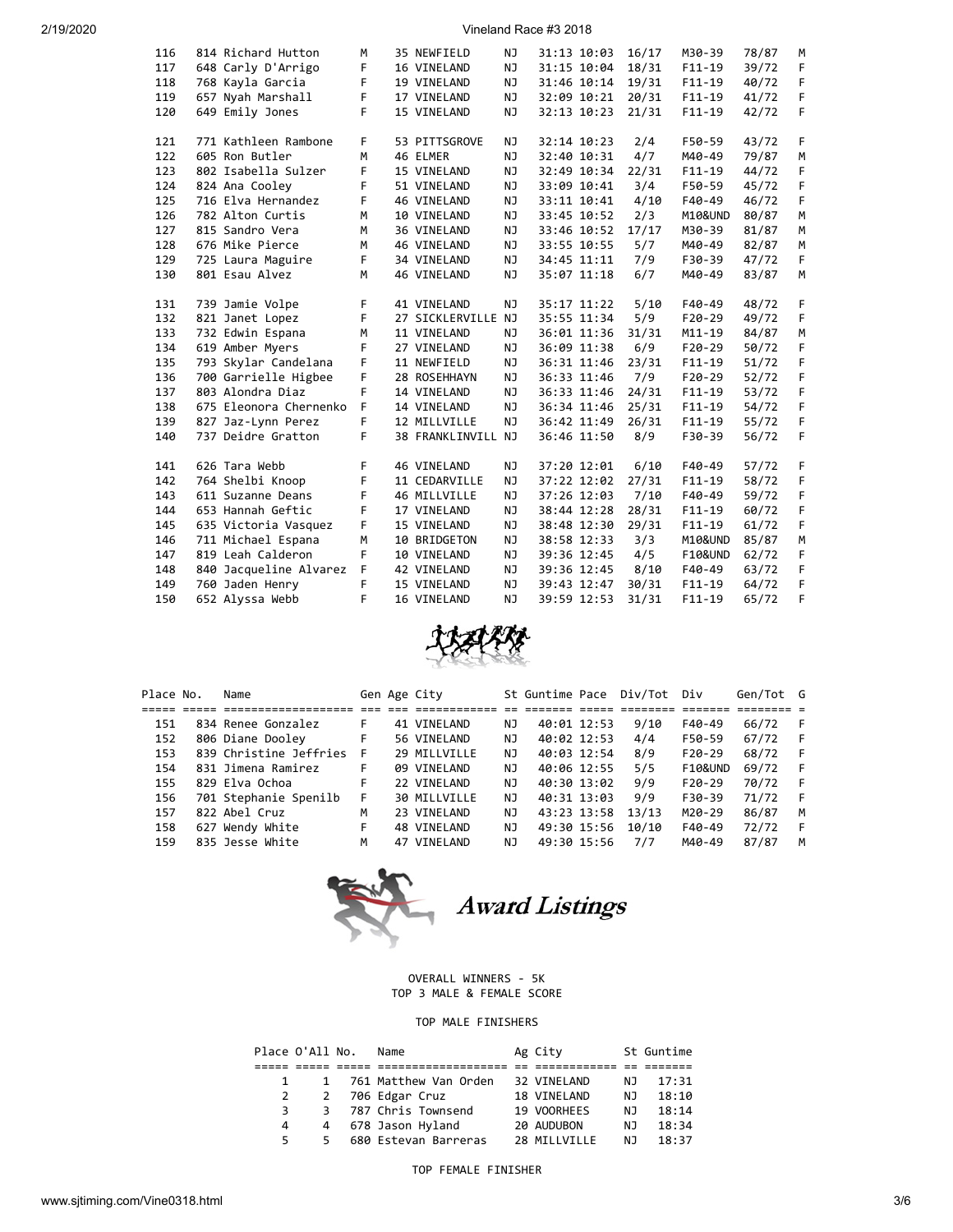| Place | No. | Name | Gen | Age | City | St | Guntime | Pace | Div/Tot | Div | Gen/Tot | G |
|---|---|---|---|---|---|---|---|---|---|---|---|---|
| 116 | 814 | Richard Hutton | M | 35 | NEWFIELD | NJ | 31:13 | 10:03 | 16/17 | M30-39 | 78/87 | M |
| 117 | 648 | Carly D'Arrigo | F | 16 | VINELAND | NJ | 31:15 | 10:04 | 18/31 | F11-19 | 39/72 | F |
| 118 | 768 | Kayla Garcia | F | 19 | VINELAND | NJ | 31:46 | 10:14 | 19/31 | F11-19 | 40/72 | F |
| 119 | 657 | Nyah Marshall | F | 17 | VINELAND | NJ | 32:09 | 10:21 | 20/31 | F11-19 | 41/72 | F |
| 120 | 649 | Emily Jones | F | 15 | VINELAND | NJ | 32:13 | 10:23 | 21/31 | F11-19 | 42/72 | F |
| 121 | 771 | Kathleen Rambone | F | 53 | PITTSGROVE | NJ | 32:14 | 10:23 | 2/4 | F50-59 | 43/72 | F |
| 122 | 605 | Ron Butler | M | 46 | ELMER | NJ | 32:40 | 10:31 | 4/7 | M40-49 | 79/87 | M |
| 123 | 802 | Isabella Sulzer | F | 15 | VINELAND | NJ | 32:49 | 10:34 | 22/31 | F11-19 | 44/72 | F |
| 124 | 824 | Ana Cooley | F | 51 | VINELAND | NJ | 33:09 | 10:41 | 3/4 | F50-59 | 45/72 | F |
| 125 | 716 | Elva Hernandez | F | 46 | VINELAND | NJ | 33:11 | 10:41 | 4/10 | F40-49 | 46/72 | F |
| 126 | 782 | Alton Curtis | M | 10 | VINELAND | NJ | 33:45 | 10:52 | 2/3 | M10&UND | 80/87 | M |
| 127 | 815 | Sandro Vera | M | 36 | VINELAND | NJ | 33:46 | 10:52 | 17/17 | M30-39 | 81/87 | M |
| 128 | 676 | Mike Pierce | M | 46 | VINELAND | NJ | 33:55 | 10:55 | 5/7 | M40-49 | 82/87 | M |
| 129 | 725 | Laura Maguire | F | 34 | VINELAND | NJ | 34:45 | 11:11 | 7/9 | F30-39 | 47/72 | F |
| 130 | 801 | Esau Alvez | M | 46 | VINELAND | NJ | 35:07 | 11:18 | 6/7 | M40-49 | 83/87 | M |
| 131 | 739 | Jamie Volpe | F | 41 | VINELAND | NJ | 35:17 | 11:22 | 5/10 | F40-49 | 48/72 | F |
| 132 | 821 | Janet Lopez | F | 27 | SICKLERVILLE | NJ | 35:55 | 11:34 | 5/9 | F20-29 | 49/72 | F |
| 133 | 732 | Edwin Espana | M | 11 | VINELAND | NJ | 36:01 | 11:36 | 31/31 | M11-19 | 84/87 | M |
| 134 | 619 | Amber Myers | F | 27 | VINELAND | NJ | 36:09 | 11:38 | 6/9 | F20-29 | 50/72 | F |
| 135 | 793 | Skylar Candelana | F | 11 | NEWFIELD | NJ | 36:31 | 11:46 | 23/31 | F11-19 | 51/72 | F |
| 136 | 700 | Garrielle Higbee | F | 28 | ROSEHHAYN | NJ | 36:33 | 11:46 | 7/9 | F20-29 | 52/72 | F |
| 137 | 803 | Alondra Diaz | F | 14 | VINELAND | NJ | 36:33 | 11:46 | 24/31 | F11-19 | 53/72 | F |
| 138 | 675 | Eleonora Chernenko | F | 14 | VINELAND | NJ | 36:34 | 11:46 | 25/31 | F11-19 | 54/72 | F |
| 139 | 827 | Jaz-Lynn Perez | F | 12 | MILLVILLE | NJ | 36:42 | 11:49 | 26/31 | F11-19 | 55/72 | F |
| 140 | 737 | Deidre Gratton | F | 38 | FRANKLINVILL | NJ | 36:46 | 11:50 | 8/9 | F30-39 | 56/72 | F |
| 141 | 626 | Tara Webb | F | 46 | VINELAND | NJ | 37:20 | 12:01 | 6/10 | F40-49 | 57/72 | F |
| 142 | 764 | Shelbi Knoop | F | 11 | CEDARVILLE | NJ | 37:22 | 12:02 | 27/31 | F11-19 | 58/72 | F |
| 143 | 611 | Suzanne Deans | F | 46 | MILLVILLE | NJ | 37:26 | 12:03 | 7/10 | F40-49 | 59/72 | F |
| 144 | 653 | Hannah Geftic | F | 17 | VINELAND | NJ | 38:44 | 12:28 | 28/31 | F11-19 | 60/72 | F |
| 145 | 635 | Victoria Vasquez | F | 15 | VINELAND | NJ | 38:48 | 12:30 | 29/31 | F11-19 | 61/72 | F |
| 146 | 711 | Michael Espana | M | 10 | BRIDGETON | NJ | 38:58 | 12:33 | 3/3 | M10&UND | 85/87 | M |
| 147 | 819 | Leah Calderon | F | 10 | VINELAND | NJ | 39:36 | 12:45 | 4/5 | F10&UND | 62/72 | F |
| 148 | 840 | Jacqueline Alvarez | F | 42 | VINELAND | NJ | 39:36 | 12:45 | 8/10 | F40-49 | 63/72 | F |
| 149 | 760 | Jaden Henry | F | 15 | VINELAND | NJ | 39:43 | 12:47 | 30/31 | F11-19 | 64/72 | F |
| 150 | 652 | Alyssa Webb | F | 16 | VINELAND | NJ | 39:59 | 12:53 | 31/31 | F11-19 | 65/72 | F |

| Place | No. | Name | Gen | Age | City | St | Guntime | Pace | Div/Tot | Div | Gen/Tot | G |
|---|---|---|---|---|---|---|---|---|---|---|---|---|
| 151 | 834 | Renee Gonzalez | F | 41 | VINELAND | NJ | 40:01 | 12:53 | 9/10 | F40-49 | 66/72 | F |
| 152 | 806 | Diane Dooley | F | 56 | VINELAND | NJ | 40:02 | 12:53 | 4/4 | F50-59 | 67/72 | F |
| 153 | 839 | Christine Jeffries | F | 29 | MILLVILLE | NJ | 40:03 | 12:54 | 8/9 | F20-29 | 68/72 | F |
| 154 | 831 | Jimena Ramirez | F | 09 | VINELAND | NJ | 40:06 | 12:55 | 5/5 | F10&UND | 69/72 | F |
| 155 | 829 | Elva Ochoa | F | 22 | VINELAND | NJ | 40:30 | 13:02 | 9/9 | F20-29 | 70/72 | F |
| 156 | 701 | Stephanie Spenilb | F | 30 | MILLVILLE | NJ | 40:31 | 13:03 | 9/9 | F30-39 | 71/72 | F |
| 157 | 822 | Abel Cruz | M | 23 | VINELAND | NJ | 43:23 | 13:58 | 13/13 | M20-29 | 86/87 | M |
| 158 | 627 | Wendy White | F | 48 | VINELAND | NJ | 49:30 | 15:56 | 10/10 | F40-49 | 72/72 | F |
| 159 | 835 | Jesse White | M | 47 | VINELAND | NJ | 49:30 | 15:56 | 7/7 | M40-49 | 87/87 | M |

## Award Listings

OVERALL WINNERS - 5K
TOP 3 MALE & FEMALE SCORE

TOP MALE FINISHERS

| Place | O'All | No. | Name | Ag | City | St | Guntime |
|---|---|---|---|---|---|---|---|
| 1 | 1 | 761 | Matthew Van Orden | 32 | VINELAND | NJ | 17:31 |
| 2 | 2 | 706 | Edgar Cruz | 18 | VINELAND | NJ | 18:10 |
| 3 | 3 | 787 | Chris Townsend | 19 | VOORHEES | NJ | 18:14 |
| 4 | 4 | 678 | Jason Hyland | 20 | AUDUBON | NJ | 18:34 |
| 5 | 5 | 680 | Estevan Barreras | 28 | MILLVILLE | NJ | 18:37 |

TOP FEMALE FINISHER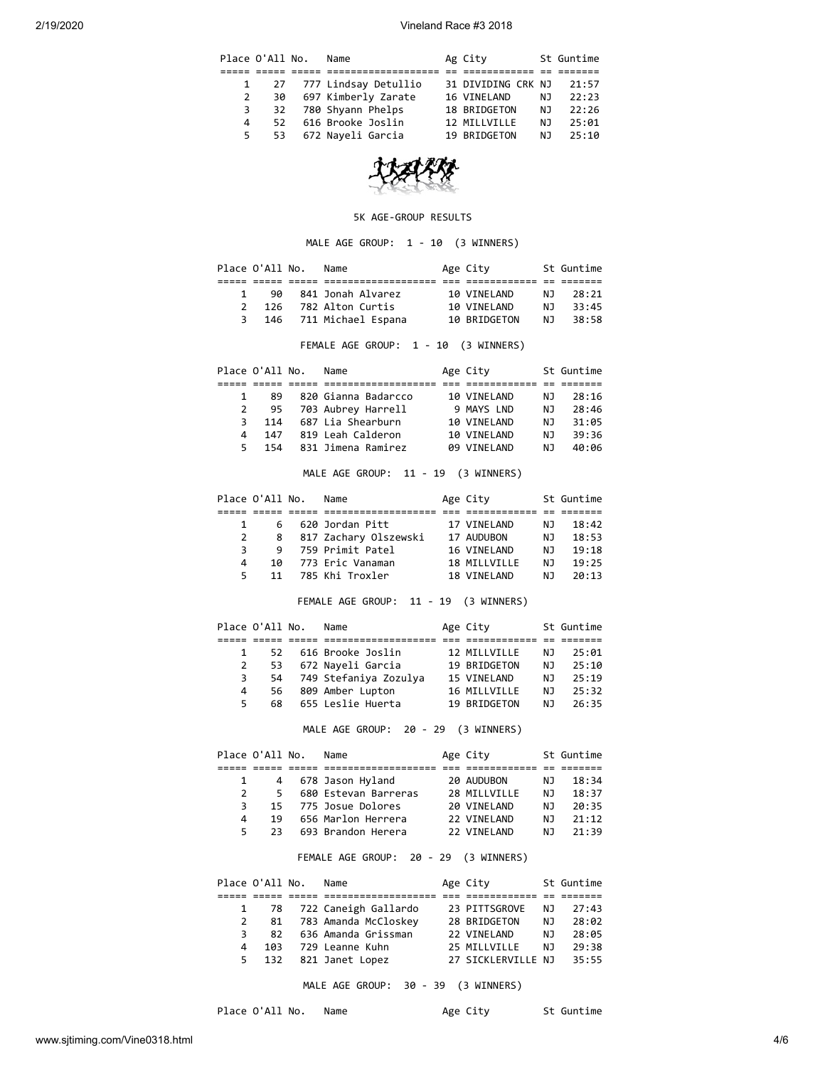| Place | O'All | No. | Name | Ag | City | St | Guntime |
|---|---|---|---|---|---|---|---|
| 1 | 27 | 777 | Lindsay Detullio | 31 | DIVIDING CRK | NJ | 21:57 |
| 2 | 30 | 697 | Kimberly Zarate | 16 | VINELAND | NJ | 22:23 |
| 3 | 32 | 780 | Shyann Phelps | 18 | BRIDGETON | NJ | 22:26 |
| 4 | 52 | 616 | Brooke Joslin | 12 | MILLVILLE | NJ | 25:01 |
| 5 | 53 | 672 | Nayeli Garcia | 19 | BRIDGETON | NJ | 25:10 |

5K AGE-GROUP RESULTS

MALE AGE GROUP: 1 - 10 (3 WINNERS)

| Place | O'All | No. | Name | Age | City | St | Guntime |
|---|---|---|---|---|---|---|---|
| 1 | 90 | 841 | Jonah Alvarez | 10 | VINELAND | NJ | 28:21 |
| 2 | 126 | 782 | Alton Curtis | 10 | VINELAND | NJ | 33:45 |
| 3 | 146 | 711 | Michael Espana | 10 | BRIDGETON | NJ | 38:58 |

FEMALE AGE GROUP: 1 - 10 (3 WINNERS)

| Place | O'All | No. | Name | Age | City | St | Guntime |
|---|---|---|---|---|---|---|---|
| 1 | 89 | 820 | Gianna Badarcco | 10 | VINELAND | NJ | 28:16 |
| 2 | 95 | 703 | Aubrey Harrell | 9 | MAYS LND | NJ | 28:46 |
| 3 | 114 | 687 | Lia Shearburn | 10 | VINELAND | NJ | 31:05 |
| 4 | 147 | 819 | Leah Calderon | 10 | VINELAND | NJ | 39:36 |
| 5 | 154 | 831 | Jimena Ramirez | 09 | VINELAND | NJ | 40:06 |

MALE AGE GROUP: 11 - 19 (3 WINNERS)

| Place | O'All | No. | Name | Age | City | St | Guntime |
|---|---|---|---|---|---|---|---|
| 1 | 6 | 620 | Jordan Pitt | 17 | VINELAND | NJ | 18:42 |
| 2 | 8 | 817 | Zachary Olszewski | 17 | AUDUBON | NJ | 18:53 |
| 3 | 9 | 759 | Primit Patel | 16 | VINELAND | NJ | 19:18 |
| 4 | 10 | 773 | Eric Vanaman | 18 | MILLVILLE | NJ | 19:25 |
| 5 | 11 | 785 | Khi Troxler | 18 | VINELAND | NJ | 20:13 |

FEMALE AGE GROUP: 11 - 19 (3 WINNERS)

| Place | O'All | No. | Name | Age | City | St | Guntime |
|---|---|---|---|---|---|---|---|
| 1 | 52 | 616 | Brooke Joslin | 12 | MILLVILLE | NJ | 25:01 |
| 2 | 53 | 672 | Nayeli Garcia | 19 | BRIDGETON | NJ | 25:10 |
| 3 | 54 | 749 | Stefaniya Zozulya | 15 | VINELAND | NJ | 25:19 |
| 4 | 56 | 809 | Amber Lupton | 16 | MILLVILLE | NJ | 25:32 |
| 5 | 68 | 655 | Leslie Huerta | 19 | BRIDGETON | NJ | 26:35 |

MALE AGE GROUP: 20 - 29 (3 WINNERS)

| Place | O'All | No. | Name | Age | City | St | Guntime |
|---|---|---|---|---|---|---|---|
| 1 | 4 | 678 | Jason Hyland | 20 | AUDUBON | NJ | 18:34 |
| 2 | 5 | 680 | Estevan Barreras | 28 | MILLVILLE | NJ | 18:37 |
| 3 | 15 | 775 | Josue Dolores | 20 | VINELAND | NJ | 20:35 |
| 4 | 19 | 656 | Marlon Herrera | 22 | VINELAND | NJ | 21:12 |
| 5 | 23 | 693 | Brandon Herera | 22 | VINELAND | NJ | 21:39 |

FEMALE AGE GROUP: 20 - 29 (3 WINNERS)

| Place | O'All | No. | Name | Age | City | St | Guntime |
|---|---|---|---|---|---|---|---|
| 1 | 78 | 722 | Caneigh Gallardo | 23 | PITTSGROVE | NJ | 27:43 |
| 2 | 81 | 783 | Amanda McCloskey | 28 | BRIDGETON | NJ | 28:02 |
| 3 | 82 | 636 | Amanda Grissman | 22 | VINELAND | NJ | 28:05 |
| 4 | 103 | 729 | Leanne Kuhn | 25 | MILLVILLE | NJ | 29:38 |
| 5 | 132 | 821 | Janet Lopez | 27 | SICKLERVILLE | NJ | 35:55 |

MALE AGE GROUP: 30 - 39 (3 WINNERS)

| Place | O'All | No. | Name | Age | City | St | Guntime |
|---|---|---|---|---|---|---|---|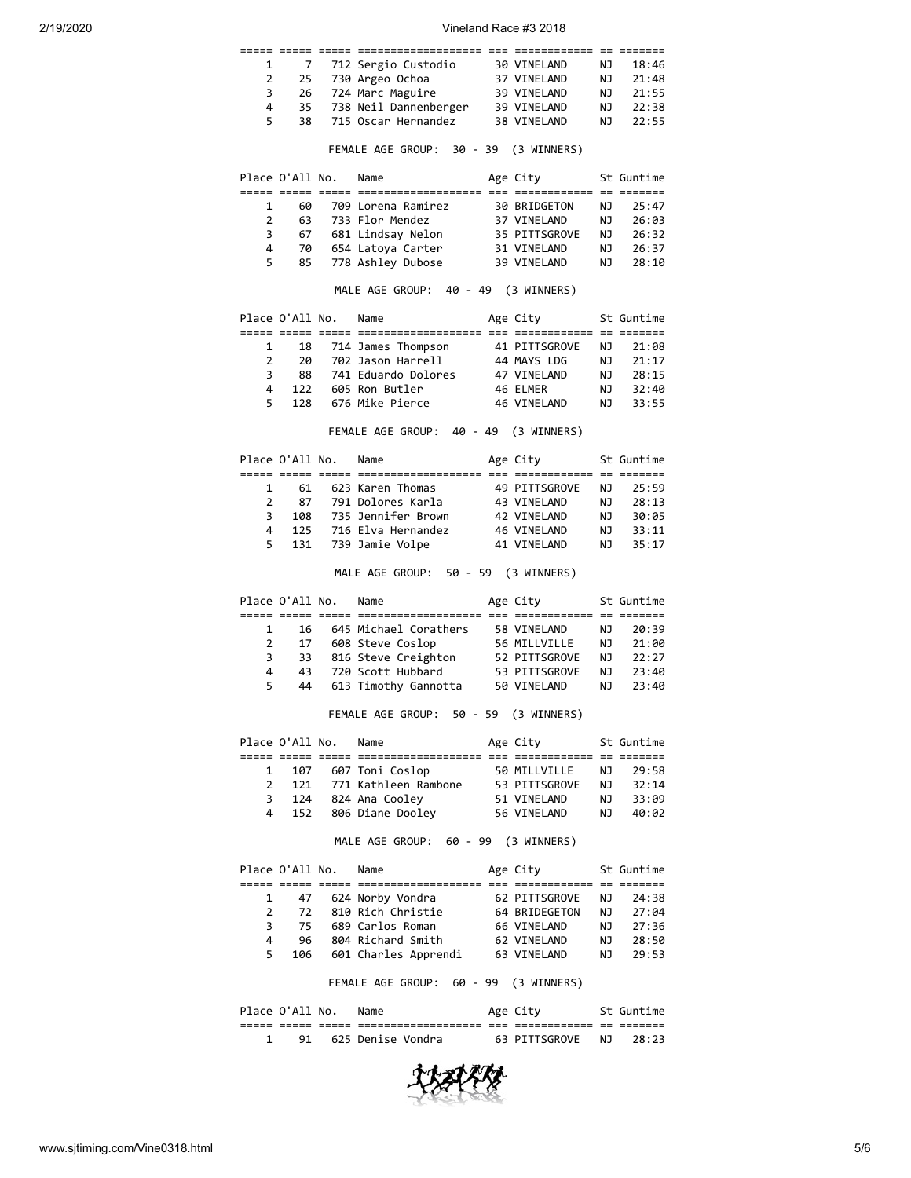| Place | O'All | No. | Name | Age | City | St | Guntime |
|---|---|---|---|---|---|---|---|
| 1 | 7 | 712 | Sergio Custodio | 30 | VINELAND | NJ | 18:46 |
| 2 | 25 | 730 | Argeo Ochoa | 37 | VINELAND | NJ | 21:48 |
| 3 | 26 | 724 | Marc Maguire | 39 | VINELAND | NJ | 21:55 |
| 4 | 35 | 738 | Neil Dannenberger | 39 | VINELAND | NJ | 22:38 |
| 5 | 38 | 715 | Oscar Hernandez | 38 | VINELAND | NJ | 22:55 |

FEMALE AGE GROUP: 30 - 39 (3 WINNERS)

| Place | O'All | No. | Name | Age | City | St | Guntime |
|---|---|---|---|---|---|---|---|
| 1 | 60 | 709 | Lorena Ramirez | 30 | BRIDGETON | NJ | 25:47 |
| 2 | 63 | 733 | Flor Mendez | 37 | VINELAND | NJ | 26:03 |
| 3 | 67 | 681 | Lindsay Nelon | 35 | PITTSGROVE | NJ | 26:32 |
| 4 | 70 | 654 | Latoya Carter | 31 | VINELAND | NJ | 26:37 |
| 5 | 85 | 778 | Ashley Dubose | 39 | VINELAND | NJ | 28:10 |

MALE AGE GROUP: 40 - 49 (3 WINNERS)

| Place | O'All | No. | Name | Age | City | St | Guntime |
|---|---|---|---|---|---|---|---|
| 1 | 18 | 714 | James Thompson | 41 | PITTSGROVE | NJ | 21:08 |
| 2 | 20 | 702 | Jason Harrell | 44 | MAYS LDG | NJ | 21:17 |
| 3 | 88 | 741 | Eduardo Dolores | 47 | VINELAND | NJ | 28:15 |
| 4 | 122 | 605 | Ron Butler | 46 | ELMER | NJ | 32:40 |
| 5 | 128 | 676 | Mike Pierce | 46 | VINELAND | NJ | 33:55 |

FEMALE AGE GROUP: 40 - 49 (3 WINNERS)

| Place | O'All | No. | Name | Age | City | St | Guntime |
|---|---|---|---|---|---|---|---|
| 1 | 61 | 623 | Karen Thomas | 49 | PITTSGROVE | NJ | 25:59 |
| 2 | 87 | 791 | Dolores Karla | 43 | VINELAND | NJ | 28:13 |
| 3 | 108 | 735 | Jennifer Brown | 42 | VINELAND | NJ | 30:05 |
| 4 | 125 | 716 | Elva Hernandez | 46 | VINELAND | NJ | 33:11 |
| 5 | 131 | 739 | Jamie Volpe | 41 | VINELAND | NJ | 35:17 |

MALE AGE GROUP: 50 - 59 (3 WINNERS)

| Place | O'All | No. | Name | Age | City | St | Guntime |
|---|---|---|---|---|---|---|---|
| 1 | 16 | 645 | Michael Corathers | 58 | VINELAND | NJ | 20:39 |
| 2 | 17 | 608 | Steve Coslop | 56 | MILLVILLE | NJ | 21:00 |
| 3 | 33 | 816 | Steve Creighton | 52 | PITTSGROVE | NJ | 22:27 |
| 4 | 43 | 720 | Scott Hubbard | 53 | PITTSGROVE | NJ | 23:40 |
| 5 | 44 | 613 | Timothy Gannotta | 50 | VINELAND | NJ | 23:40 |

FEMALE AGE GROUP: 50 - 59 (3 WINNERS)

| Place | O'All | No. | Name | Age | City | St | Guntime |
|---|---|---|---|---|---|---|---|
| 1 | 107 | 607 | Toni Coslop | 50 | MILLVILLE | NJ | 29:58 |
| 2 | 121 | 771 | Kathleen Rambone | 53 | PITTSGROVE | NJ | 32:14 |
| 3 | 124 | 824 | Ana Cooley | 51 | VINELAND | NJ | 33:09 |
| 4 | 152 | 806 | Diane Dooley | 56 | VINELAND | NJ | 40:02 |

MALE AGE GROUP: 60 - 99 (3 WINNERS)

| Place | O'All | No. | Name | Age | City | St | Guntime |
|---|---|---|---|---|---|---|---|
| 1 | 47 | 624 | Norby Vondra | 62 | PITTSGROVE | NJ | 24:38 |
| 2 | 72 | 810 | Rich Christie | 64 | BRIDEGETON | NJ | 27:04 |
| 3 | 75 | 689 | Carlos Roman | 66 | VINELAND | NJ | 27:36 |
| 4 | 96 | 804 | Richard Smith | 62 | VINELAND | NJ | 28:50 |
| 5 | 106 | 601 | Charles Apprendi | 63 | VINELAND | NJ | 29:53 |

FEMALE AGE GROUP: 60 - 99 (3 WINNERS)

| Place | O'All | No. | Name | Age | City | St | Guntime |
|---|---|---|---|---|---|---|---|
| 1 | 91 | 625 | Denise Vondra | 63 | PITTSGROVE | NJ | 28:23 |